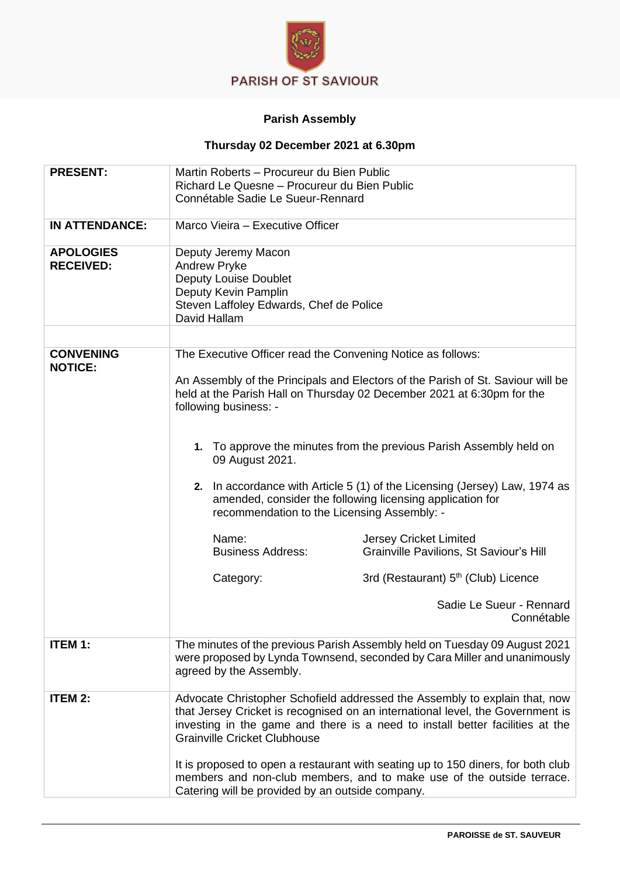PARISH OF ST SAVIOUR

# Parish Assembly

## Thursday 02 December 2021 at 6.30pm

| | |
|---|---|
| **PRESENT:** | Martin Roberts – Procureur du Bien Public<br>Richard Le Quesne – Procureur du Bien Public<br>Connétable Sadie Le Sueur-Rennard |
| **IN ATTENDANCE:** | Marco Vieira – Executive Officer |
| **APOLOGIES RECEIVED:** | Deputy Jeremy Macon<br>Andrew Pryke<br>Deputy Louise Doublet<br>Deputy Kevin Pamplin<br>Steven Laffoley Edwards, Chef de Police<br>David Hallam |
| | |
| **CONVENING NOTICE:** | The Executive Officer read the Convening Notice as follows:<br><br>An Assembly of the Principals and Electors of the Parish of St. Saviour will be held at the Parish Hall on Thursday 02 December 2021 at 6:30pm for the following business: -<br><br>**1.** To approve the minutes from the previous Parish Assembly held on 09 August 2021.<br><br>**2.** In accordance with Article 5 (1) of the Licensing (Jersey) Law, 1974 as amended, consider the following licensing application for recommendation to the Licensing Assembly: -<br><br>Name: Jersey Cricket Limited<br>Business Address: Grainville Pavilions, St Saviour's Hill<br><br>Category: 3rd (Restaurant) 5th (Club) Licence<br><br>Sadie Le Sueur - Rennard<br>Connétable |
| **ITEM 1:** | The minutes of the previous Parish Assembly held on Tuesday 09 August 2021 were proposed by Lynda Townsend, seconded by Cara Miller and unanimously agreed by the Assembly. |
| **ITEM 2:** | Advocate Christopher Schofield addressed the Assembly to explain that, now that Jersey Cricket is recognised on an international level, the Government is investing in the game and there is a need to install better facilities at the Grainville Cricket Clubhouse<br><br>It is proposed to open a restaurant with seating up to 150 diners, for both club members and non-club members, and to make use of the outside terrace. Catering will be provided by an outside company. |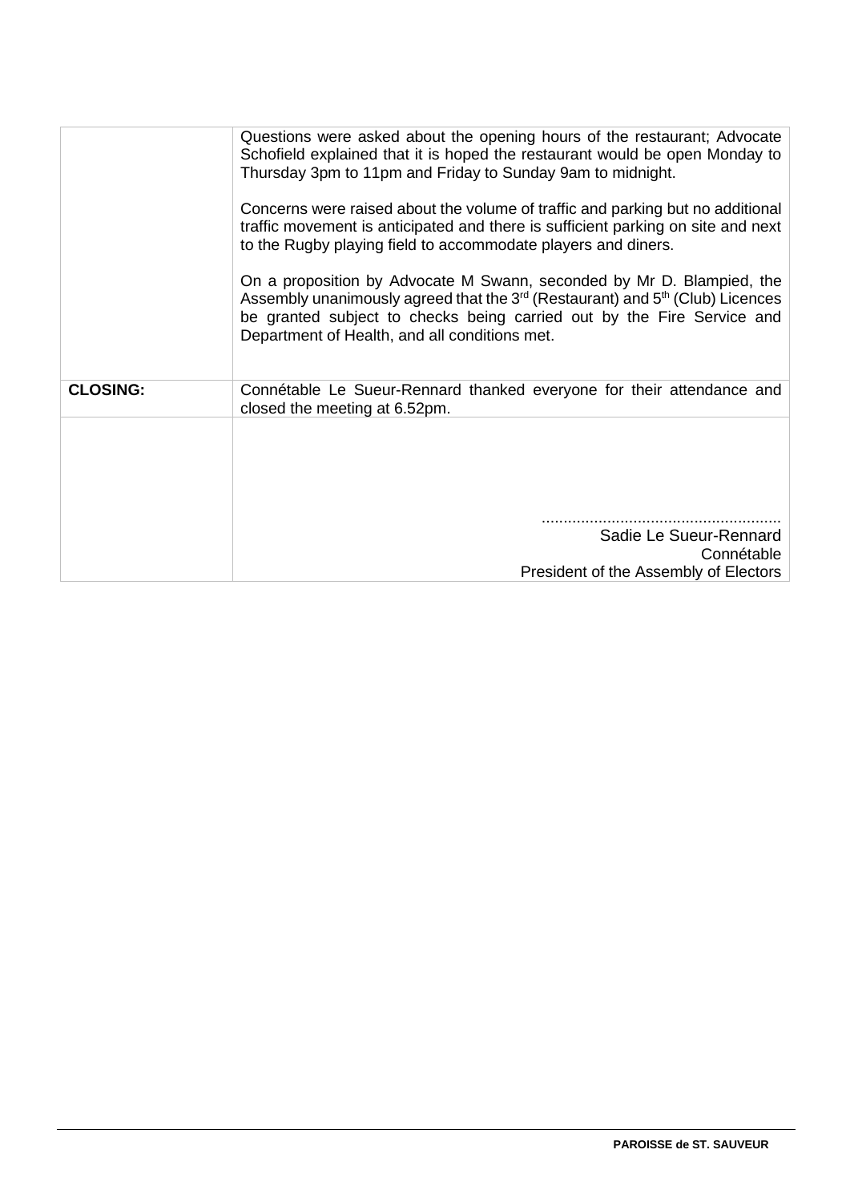| | |
|---|---|
| | Questions were asked about the opening hours of the restaurant; Advocate Schofield explained that it is hoped the restaurant would be open Monday to Thursday 3pm to 11pm and Friday to Sunday 9am to midnight.<br><br>Concerns were raised about the volume of traffic and parking but no additional traffic movement is anticipated and there is sufficient parking on site and next to the Rugby playing field to accommodate players and diners.<br><br>On a proposition by Advocate M Swann, seconded by Mr D. Blampied, the Assembly unanimously agreed that the 3rd (Restaurant) and 5th (Club) Licences be granted subject to checks being carried out by the Fire Service and Department of Health, and all conditions met. |
| **CLOSING:** | Connétable Le Sueur-Rennard thanked everyone for their attendance and closed the meeting at 6.52pm. |
| | ......................................................<br>Sadie Le Sueur-Rennard<br>Connétable<br>President of the Assembly of Electors |

PAROISSE de ST. SAUVEUR